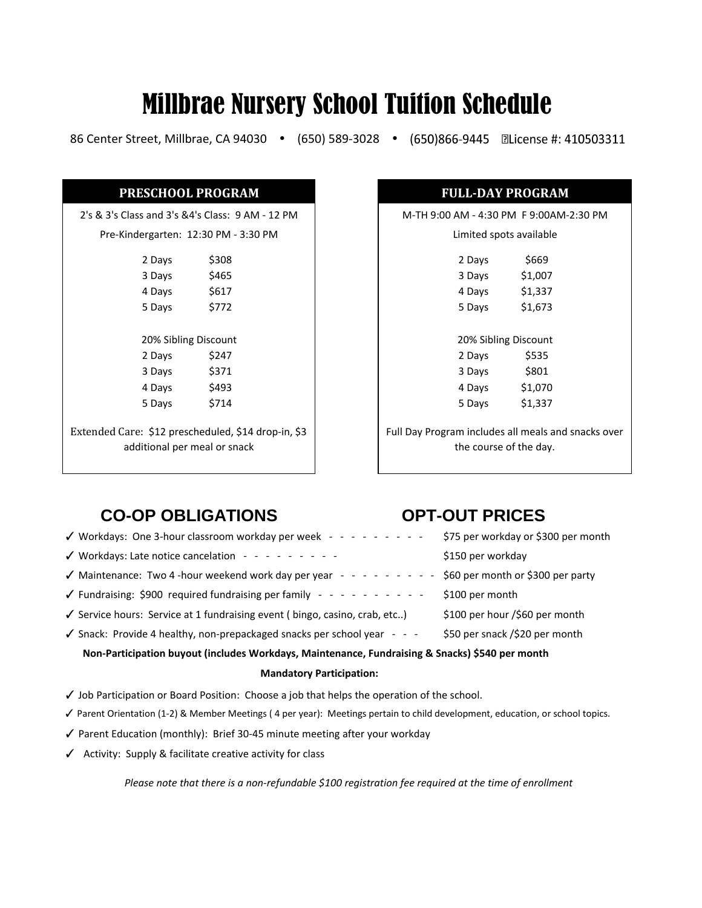# Millbrae Nursery School Tuition Schedule

86 Center Street, Millbrae, CA 94030 • (650) 589-3028 • (650)866-9445 License #: 410503311

## PRESCHOOL PROGRAM

2's & 3's Class and 3's &4's Class: 9 AM - 12 PM

Pre-Kindergarten: 12:30 PM - 3:30 PM

| Days | Price |
|---|---|
| 2 Days | $308 |
| 3 Days | $465 |
| 4 Days | $617 |
| 5 Days | $772 |

20% Sibling Discount

| Days | Price |
|---|---|
| 2 Days | $247 |
| 3 Days | $371 |
| 4 Days | $493 |
| 5 Days | $714 |

Extended Care: $12 prescheduled, $14 drop-in, $3 additional per meal or snack

## FULL-DAY PROGRAM

M-TH 9:00 AM - 4:30 PM F 9:00AM-2:30 PM

Limited spots available

| Days | Price |
|---|---|
| 2 Days | $669 |
| 3 Days | $1,007 |
| 4 Days | $1,337 |
| 5 Days | $1,673 |

20% Sibling Discount

| Days | Price |
|---|---|
| 2 Days | $535 |
| 3 Days | $801 |
| 4 Days | $1,070 |
| 5 Days | $1,337 |

Full Day Program includes all meals and snacks over the course of the day.

## CO-OP OBLIGATIONS / OPT-OUT PRICES

| CO-OP OBLIGATIONS | OPT-OUT PRICES |
|---|---|
| ✓ Workdays: One 3-hour classroom workday per week | $75 per workday or $300 per month |
| ✓ Workdays: Late notice cancelation | $150 per workday |
| ✓ Maintenance: Two 4 -hour weekend work day per year | $60 per month or $300 per party |
| ✓ Fundraising: $900 required fundraising per family | $100 per month |
| ✓ Service hours: Service at 1 fundraising event ( bingo, casino, crab, etc..) | $100 per hour /$60 per month |
| ✓ Snack: Provide 4 healthy, non-prepackaged snacks per school year | $50 per snack /$20 per month |

**Non-Participation buyout (includes Workdays, Maintenance, Fundraising & Snacks) $540 per month**

**Mandatory Participation:**

- ✓ Job Participation or Board Position: Choose a job that helps the operation of the school.
- ✓ Parent Orientation (1-2) & Member Meetings ( 4 per year): Meetings pertain to child development, education, or school topics.
- ✓ Parent Education (monthly): Brief 30-45 minute meeting after your workday
- ✓ Activity: Supply & facilitate creative activity for class

*Please note that there is a non-refundable $100 registration fee required at the time of enrollment*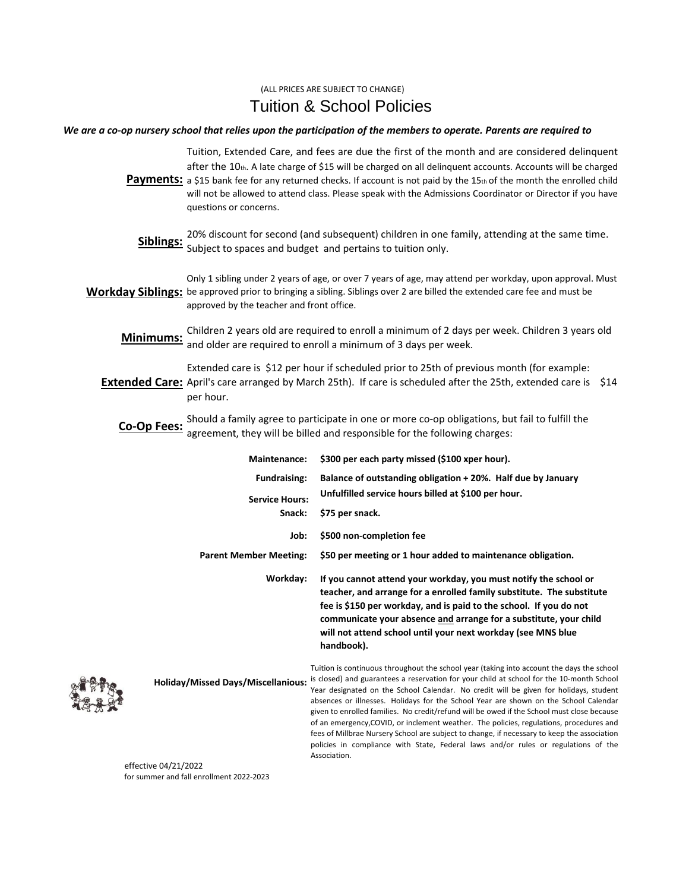(ALL PRICES ARE SUBJECT TO CHANGE)

# Tuition & School Policies

***We are a co-op nursery school that relies upon the participation of the members to operate. Parents are required to***

**Payments:** Tuition, Extended Care, and fees are due the first of the month and are considered delinquent after the 10th. A late charge of $15 will be charged on all delinquent accounts. Accounts will be charged a $15 bank fee for any returned checks. If account is not paid by the 15th of the month the enrolled child will not be allowed to attend class. Please speak with the Admissions Coordinator or Director if you have questions or concerns.

**Siblings:** 20% discount for second (and subsequent) children in one family, attending at the same time. Subject to spaces and budget and pertains to tuition only.

**Workday Siblings:** Only 1 sibling under 2 years of age, or over 7 years of age, may attend per workday, upon approval. Must be approved prior to bringing a sibling. Siblings over 2 are billed the extended care fee and must be approved by the teacher and front office.

**Minimums:** Children 2 years old are required to enroll a minimum of 2 days per week. Children 3 years old and older are required to enroll a minimum of 3 days per week.

**Extended Care:** Extended care is $12 per hour if scheduled prior to 25th of previous month (for example: April's care arranged by March 25th). If care is scheduled after the 25th, extended care is $14 per hour.

**Co-Op Fees:** Should a family agree to participate in one or more co-op obligations, but fail to fulfill the agreement, they will be billed and responsible for the following charges:

| | |
|---|---|
| **Maintenance:** | **$300 per each party missed ($100 xper hour).** |
| **Fundraising:** | **Balance of outstanding obligation + 20%. Half due by January** |
| **Service Hours:** | **Unfulfilled service hours billed at $100 per hour.** |
| **Snack:** | **$75 per snack.** |
| **Job:** | **$500 non-completion fee** |
| **Parent Member Meeting:** | **$50 per meeting or 1 hour added to maintenance obligation.** |
| **Workday:** | **If you cannot attend your workday, you must notify the school or teacher, and arrange for a enrolled family substitute. The substitute fee is $150 per workday, and is paid to the school. If you do not communicate your absence <u>and</u> arrange for a substitute, your child will not attend school until your next workday (see MNS blue handbook).** |

**Holiday/Missed Days/Miscellanious:** Tuition is continuous throughout the school year (taking into account the days the school is closed) and guarantees a reservation for your child at school for the 10-month School Year designated on the School Calendar. No credit will be given for holidays, student absences or illnesses. Holidays for the School Year are shown on the School Calendar given to enrolled families. No credit/refund will be owed if the School must close because of an emergency,COVID, or inclement weather. The policies, regulations, procedures and fees of Millbrae Nursery School are subject to change, if necessary to keep the association policies in compliance with State, Federal laws and/or rules or regulations of the Association.

effective 04/21/2022
for summer and fall enrollment 2022-2023